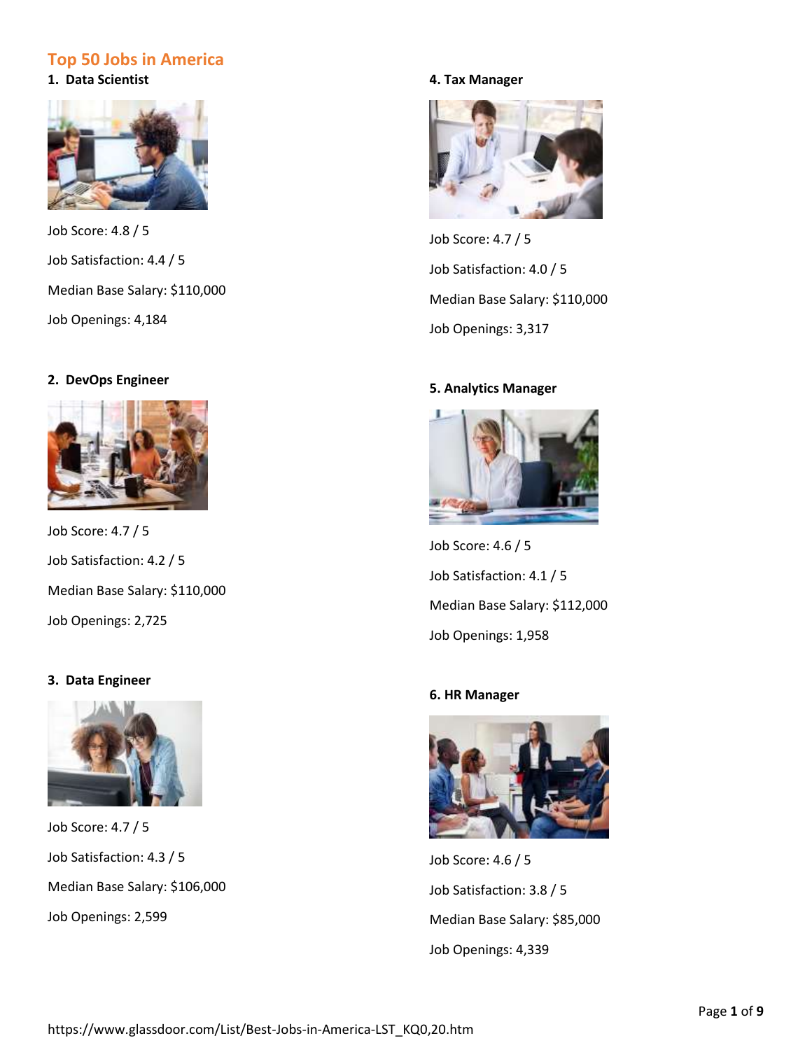# Top 50 Jobs in America

## 1. Data Scientist

Job Score: 4.8 / 5

Job Satisfaction: 4.4 / 5

Median Base Salary: $110,000

Job Openings: 4,184

## 2. DevOps Engineer

Job Score: 4.7 / 5

Job Satisfaction: 4.2 / 5

Median Base Salary: $110,000

Job Openings: 2,725

## 3. Data Engineer

Job Score: 4.7 / 5

Job Satisfaction: 4.3 / 5

Median Base Salary: $106,000

Job Openings: 2,599

## 4. Tax Manager

Job Score: 4.7 / 5

Job Satisfaction: 4.0 / 5

Median Base Salary: $110,000

Job Openings: 3,317

## 5. Analytics Manager

Job Score: 4.6 / 5

Job Satisfaction: 4.1 / 5

Median Base Salary: $112,000

Job Openings: 1,958

## 6. HR Manager

Job Score: 4.6 / 5

Job Satisfaction: 3.8 / 5

Median Base Salary: $85,000

Job Openings: 4,339

https://www.glassdoor.com/List/Best-Jobs-in-America-LST_KQ0,20.htm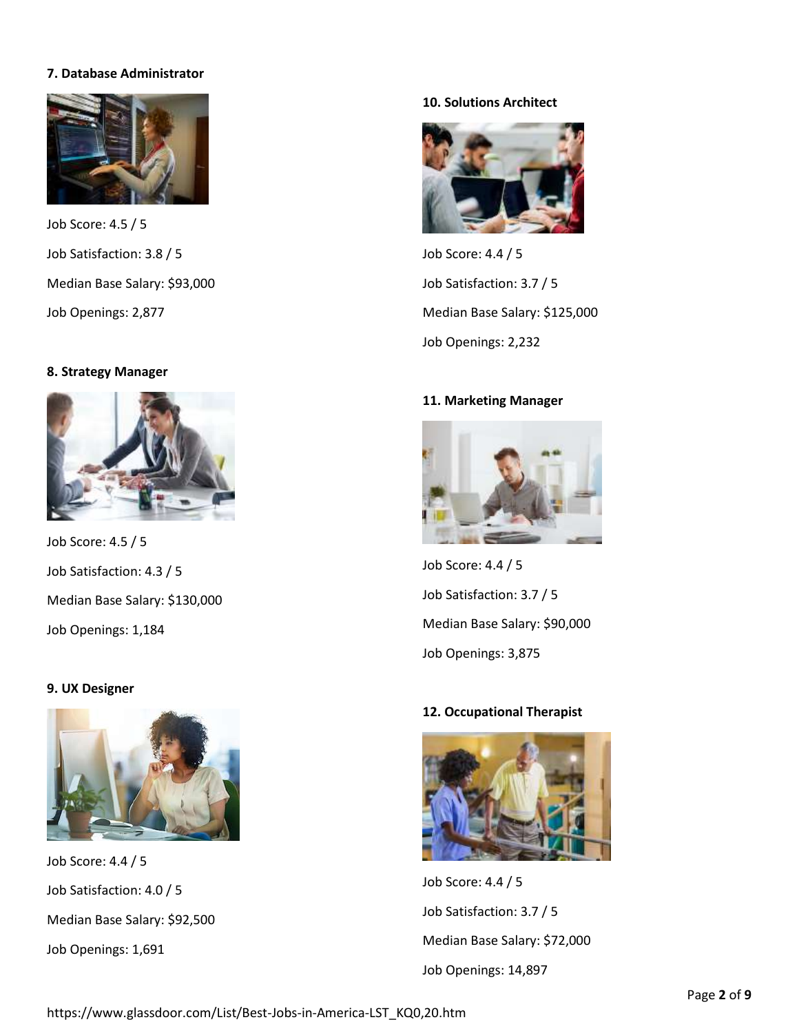**7. Database Administrator**

Job Score: 4.5 / 5

Job Satisfaction: 3.8 / 5

Median Base Salary: $93,000

Job Openings: 2,877

**8. Strategy Manager**

Job Score: 4.5 / 5

Job Satisfaction: 4.3 / 5

Median Base Salary: $130,000

Job Openings: 1,184

**9. UX Designer**

Job Score: 4.4 / 5

Job Satisfaction: 4.0 / 5

Median Base Salary: $92,500

Job Openings: 1,691

**10. Solutions Architect**

Job Score: 4.4 / 5

Job Satisfaction: 3.7 / 5

Median Base Salary: $125,000

Job Openings: 2,232

**11. Marketing Manager**

Job Score: 4.4 / 5

Job Satisfaction: 3.7 / 5

Median Base Salary: $90,000

Job Openings: 3,875

**12. Occupational Therapist**

Job Score: 4.4 / 5

Job Satisfaction: 3.7 / 5

Median Base Salary: $72,000

Job Openings: 14,897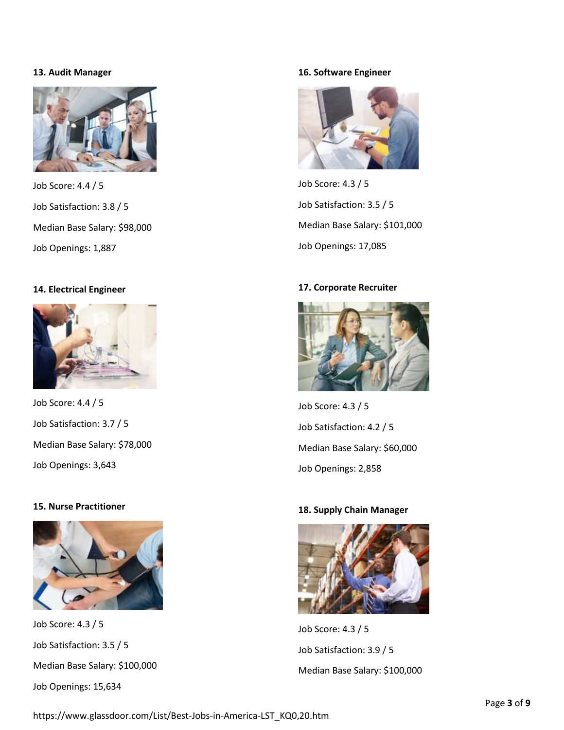**13. Audit Manager**

Job Score: 4.4 / 5

Job Satisfaction: 3.8 / 5

Median Base Salary: $98,000

Job Openings: 1,887

**14. Electrical Engineer**

Job Score: 4.4 / 5

Job Satisfaction: 3.7 / 5

Median Base Salary: $78,000

Job Openings: 3,643

**15. Nurse Practitioner**

Job Score: 4.3 / 5

Job Satisfaction: 3.5 / 5

Median Base Salary: $100,000

Job Openings: 15,634

**16. Software Engineer**

Job Score: 4.3 / 5

Job Satisfaction: 3.5 / 5

Median Base Salary: $101,000

Job Openings: 17,085

**17. Corporate Recruiter**

Job Score: 4.3 / 5

Job Satisfaction: 4.2 / 5

Median Base Salary: $60,000

Job Openings: 2,858

**18. Supply Chain Manager**

Job Score: 4.3 / 5

Job Satisfaction: 3.9 / 5

Median Base Salary: $100,000

https://www.glassdoor.com/List/Best-Jobs-in-America-LST_KQ0,20.htm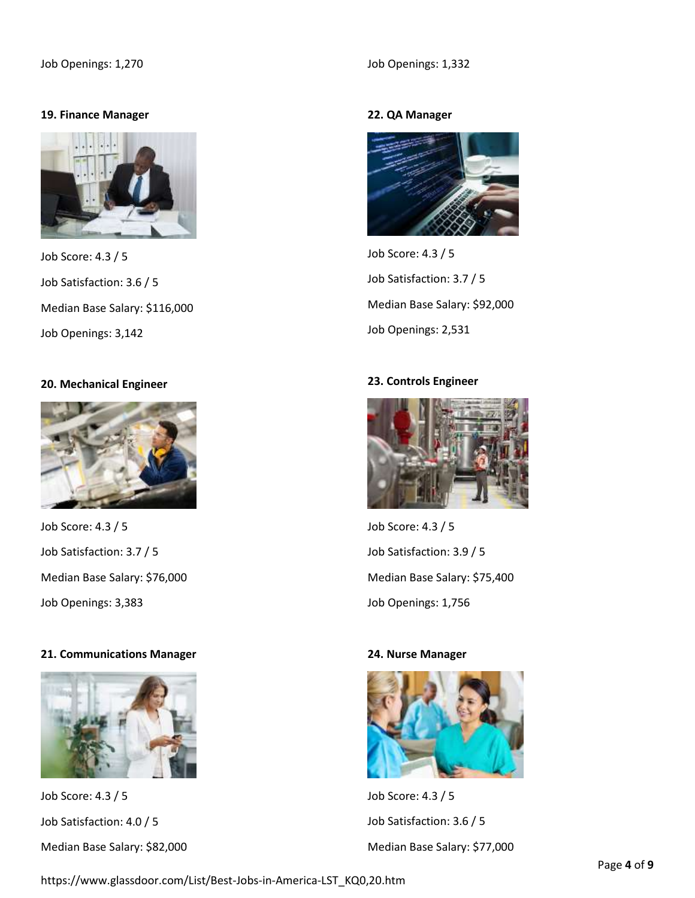Job Openings: 1,270

### 19. Finance Manager

Job Score: 4.3 / 5

Job Satisfaction: 3.6 / 5

Median Base Salary: $116,000

Job Openings: 3,142

### 20. Mechanical Engineer

Job Score: 4.3 / 5

Job Satisfaction: 3.7 / 5

Median Base Salary: $76,000

Job Openings: 3,383

### 21. Communications Manager

Job Score: 4.3 / 5

Job Satisfaction: 4.0 / 5

Median Base Salary: $82,000

Job Openings: 1,332

### 22. QA Manager

Job Score: 4.3 / 5

Job Satisfaction: 3.7 / 5

Median Base Salary: $92,000

Job Openings: 2,531

### 23. Controls Engineer

Job Score: 4.3 / 5

Job Satisfaction: 3.9 / 5

Median Base Salary: $75,400

Job Openings: 1,756

### 24. Nurse Manager

Job Score: 4.3 / 5

Job Satisfaction: 3.6 / 5

Median Base Salary: $77,000

https://www.glassdoor.com/List/Best-Jobs-in-America-LST_KQ0,20.htm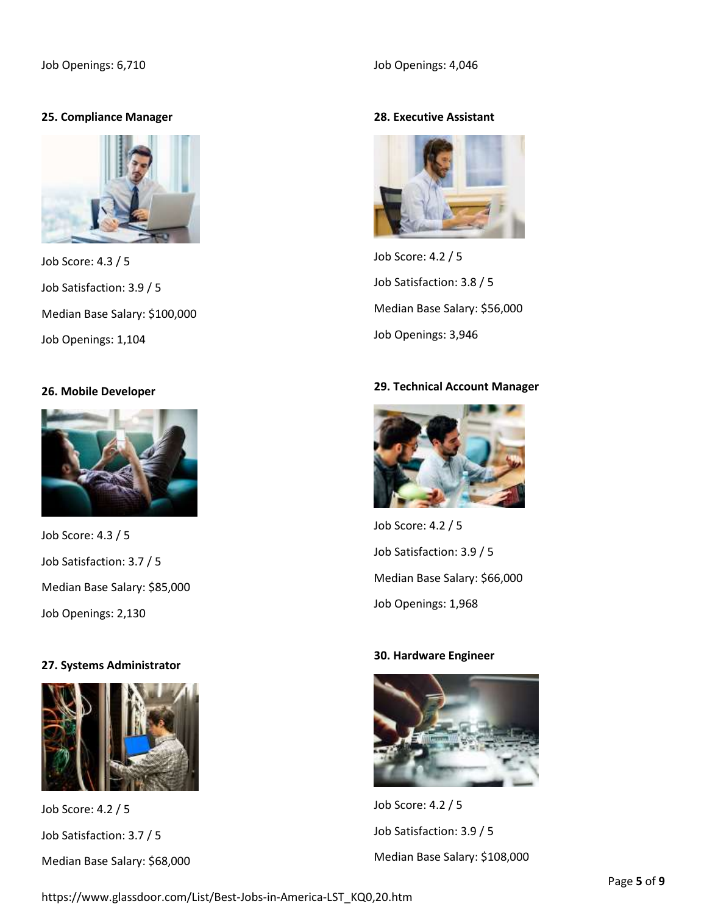Job Openings: 6,710

**25. Compliance Manager**

Job Score: 4.3 / 5

Job Satisfaction: 3.9 / 5

Median Base Salary: $100,000

Job Openings: 1,104

**26. Mobile Developer**

Job Score: 4.3 / 5

Job Satisfaction: 3.7 / 5

Median Base Salary: $85,000

Job Openings: 2,130

**27. Systems Administrator**

Job Score: 4.2 / 5

Job Satisfaction: 3.7 / 5

Median Base Salary: $68,000

Job Openings: 4,046

**28. Executive Assistant**

Job Score: 4.2 / 5

Job Satisfaction: 3.8 / 5

Median Base Salary: $56,000

Job Openings: 3,946

**29. Technical Account Manager**

Job Score: 4.2 / 5

Job Satisfaction: 3.9 / 5

Median Base Salary: $66,000

Job Openings: 1,968

**30. Hardware Engineer**

Job Score: 4.2 / 5

Job Satisfaction: 3.9 / 5

Median Base Salary: $108,000

https://www.glassdoor.com/List/Best-Jobs-in-America-LST_KQ0,20.htm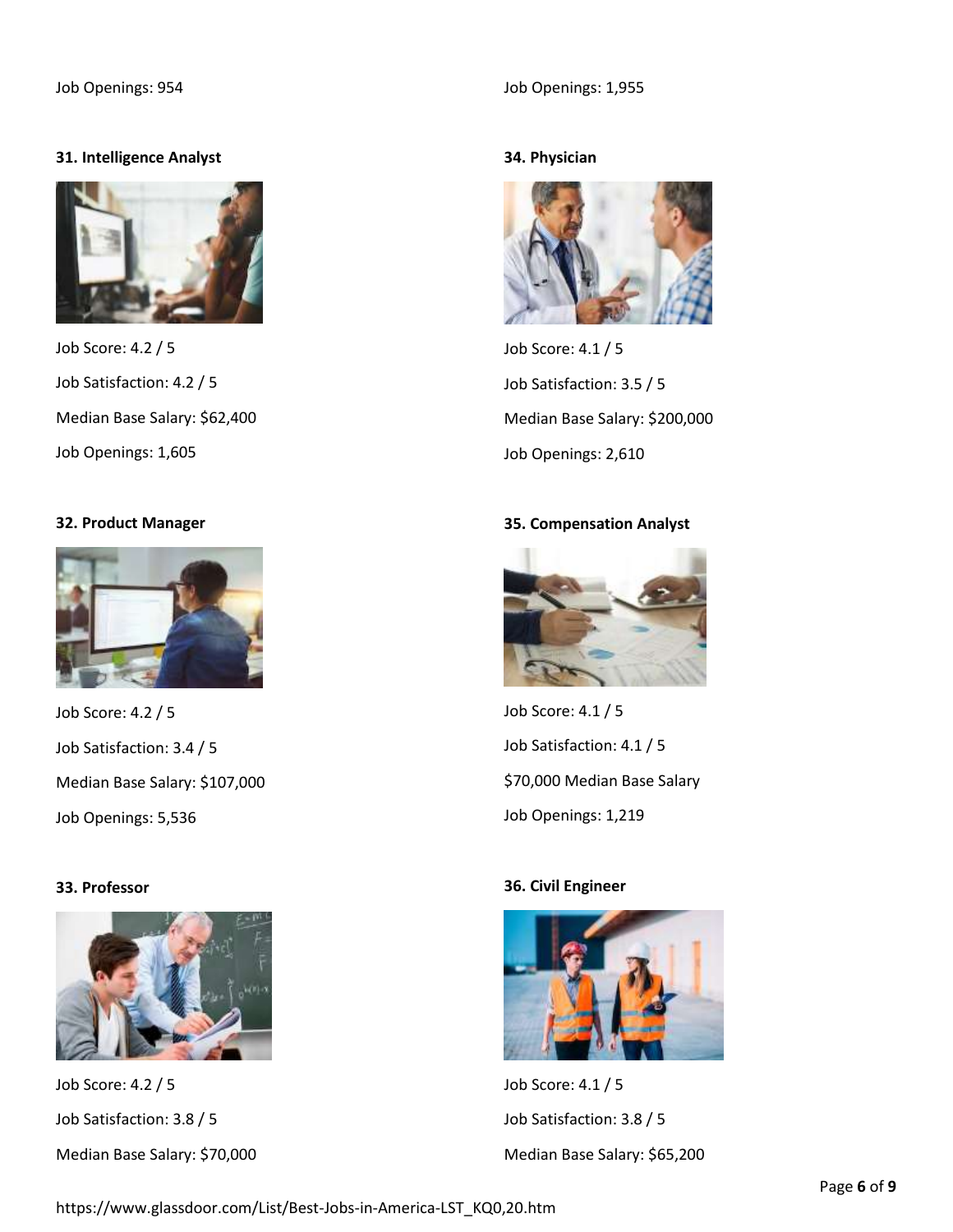Job Openings: 954

**31. Intelligence Analyst**

Job Score: 4.2 / 5

Job Satisfaction: 4.2 / 5

Median Base Salary: $62,400

Job Openings: 1,605

**32. Product Manager**

Job Score: 4.2 / 5

Job Satisfaction: 3.4 / 5

Median Base Salary: $107,000

Job Openings: 5,536

**33. Professor**

Job Score: 4.2 / 5

Job Satisfaction: 3.8 / 5

Median Base Salary: $70,000

Job Openings: 1,955

**34. Physician**

Job Score: 4.1 / 5

Job Satisfaction: 3.5 / 5

Median Base Salary: $200,000

Job Openings: 2,610

**35. Compensation Analyst**

Job Score: 4.1 / 5

Job Satisfaction: 4.1 / 5

$70,000 Median Base Salary

Job Openings: 1,219

**36. Civil Engineer**

Job Score: 4.1 / 5

Job Satisfaction: 3.8 / 5

Median Base Salary: $65,200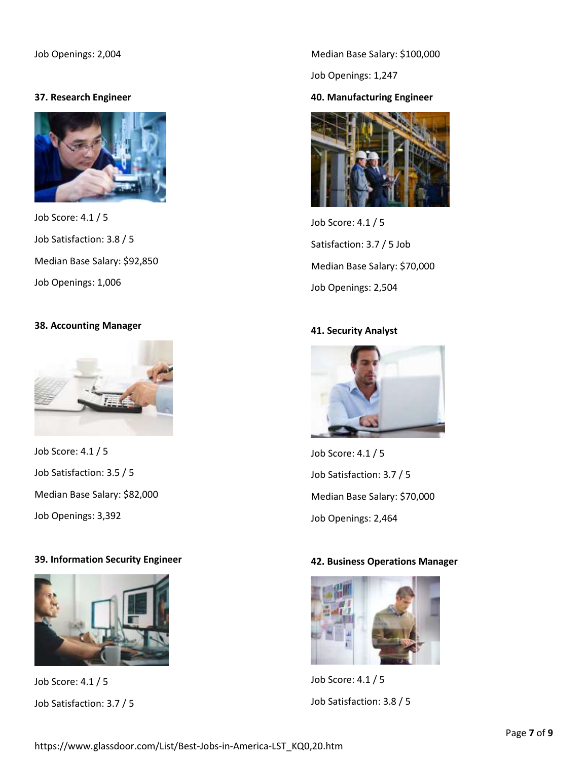Job Openings: 2,004

**37. Research Engineer**

Job Score: 4.1 / 5

Job Satisfaction: 3.8 / 5

Median Base Salary: $92,850

Job Openings: 1,006

**38. Accounting Manager**

Job Score: 4.1 / 5

Job Satisfaction: 3.5 / 5

Median Base Salary: $82,000

Job Openings: 3,392

**39. Information Security Engineer**

Job Score: 4.1 / 5

Job Satisfaction: 3.7 / 5

Median Base Salary: $100,000

Job Openings: 1,247

**40. Manufacturing Engineer**

Job Score: 4.1 / 5

Satisfaction: 3.7 / 5 Job

Median Base Salary: $70,000

Job Openings: 2,504

**41. Security Analyst**

Job Score: 4.1 / 5

Job Satisfaction: 3.7 / 5

Median Base Salary: $70,000

Job Openings: 2,464

**42. Business Operations Manager**

Job Score: 4.1 / 5

Job Satisfaction: 3.8 / 5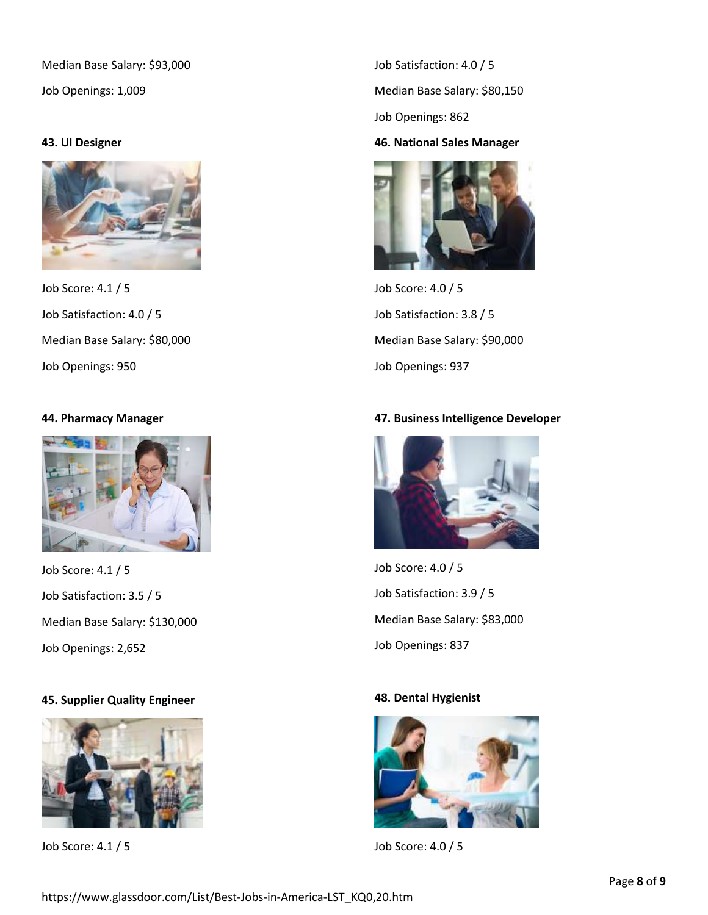Median Base Salary: $93,000

Job Openings: 1,009

**43. UI Designer**

Job Score: 4.1 / 5

Job Satisfaction: 4.0 / 5

Median Base Salary: $80,000

Job Openings: 950

**44. Pharmacy Manager**

Job Score: 4.1 / 5

Job Satisfaction: 3.5 / 5

Median Base Salary: $130,000

Job Openings: 2,652

**45. Supplier Quality Engineer**

Job Score: 4.1 / 5

Job Satisfaction: 4.0 / 5

Median Base Salary: $80,150

Job Openings: 862

**46. National Sales Manager**

Job Score: 4.0 / 5

Job Satisfaction: 3.8 / 5

Median Base Salary: $90,000

Job Openings: 937

**47. Business Intelligence Developer**

Job Score: 4.0 / 5

Job Satisfaction: 3.9 / 5

Median Base Salary: $83,000

Job Openings: 837

**48. Dental Hygienist**

Job Score: 4.0 / 5

https://www.glassdoor.com/List/Best-Jobs-in-America-LST_KQ0,20.htm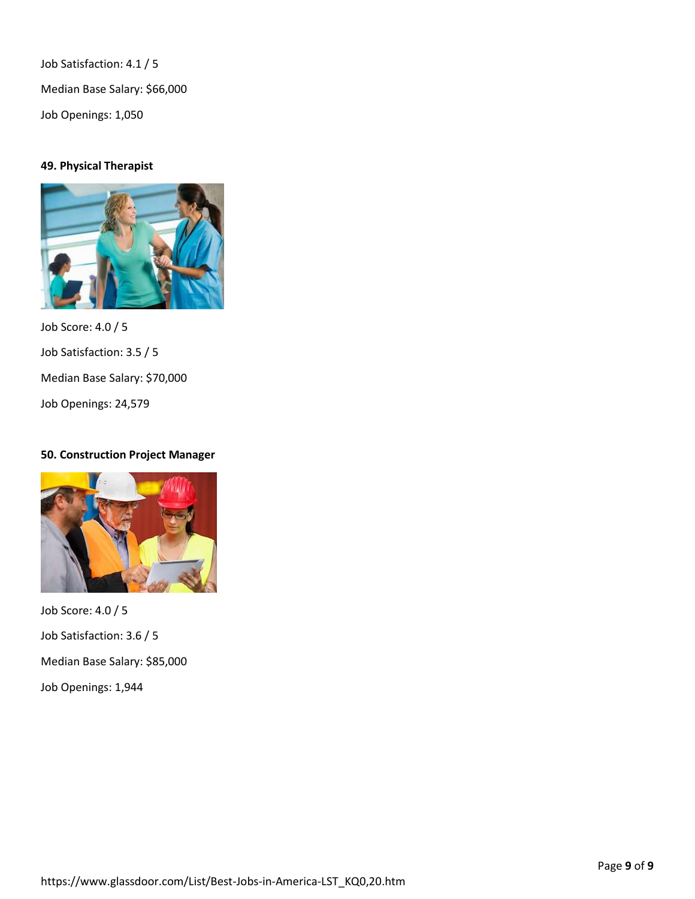Job Satisfaction: 4.1 / 5

Median Base Salary: $66,000

Job Openings: 1,050

**49. Physical Therapist**

Job Score: 4.0 / 5

Job Satisfaction: 3.5 / 5

Median Base Salary: $70,000

Job Openings: 24,579

**50. Construction Project Manager**

Job Score: 4.0 / 5

Job Satisfaction: 3.6 / 5

Median Base Salary: $85,000

Job Openings: 1,944